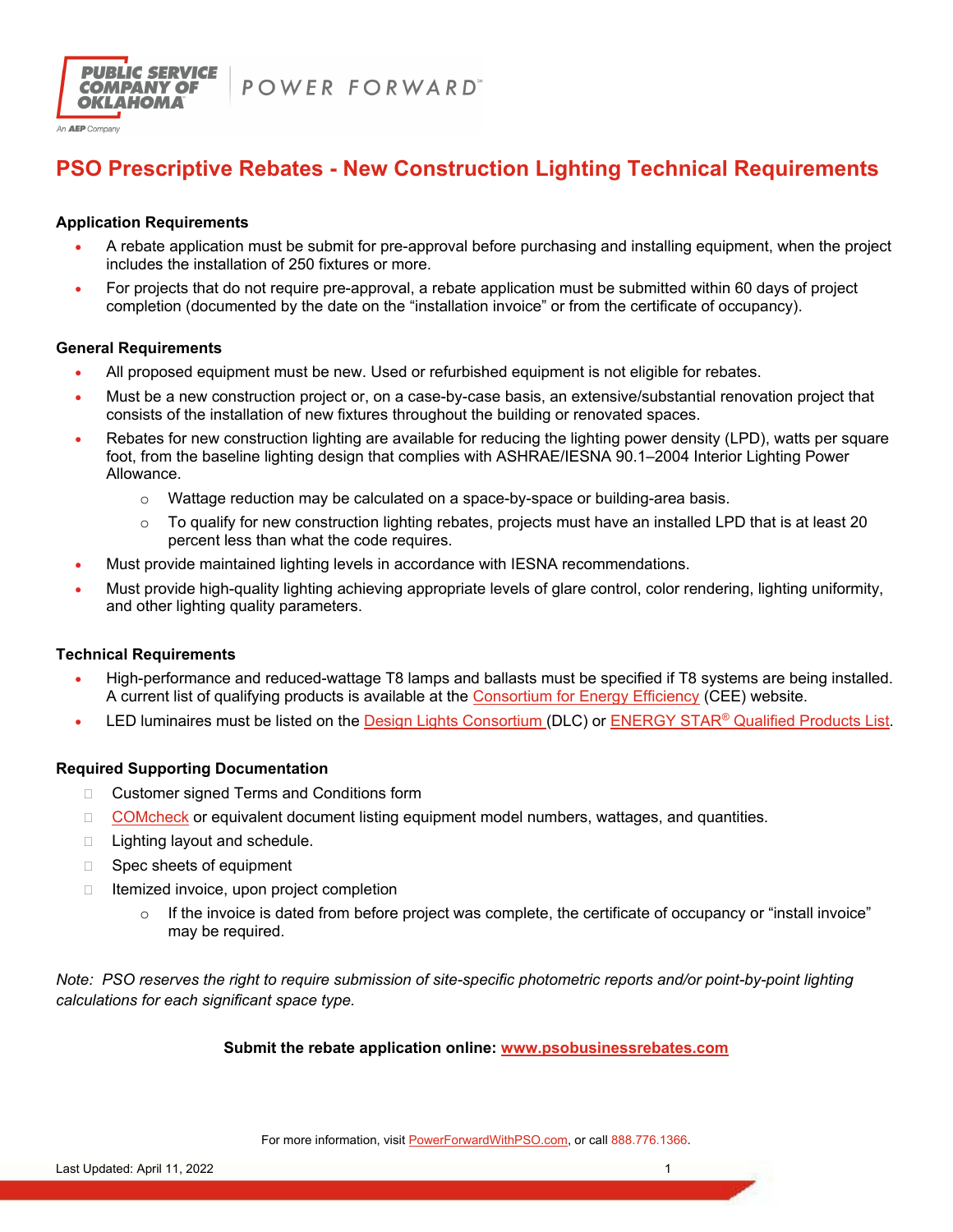# PSO Prescriptive Rebates - New Construction Lighting Technical Requirements

### Application Requirements

- A rebate application must be submit for pre-approval before purchasing and installing equipment, when the project includes the installation of 250 fixtures or more.
- For projects that do not require pre-approval, a rebate application must be submitted within 60 days of project completion (documented by the date on the "installation invoice" or from the certificate of occupancy).

### General Requirements

- All proposed equipment must be new. Used or refurbished equipment is not eligible for rebates.
- Must be a new construction project or, on a case-by-case basis, an extensive/substantial renovation project that consists of the installation of new fixtures throughout the building or renovated spaces.
- Rebates for new construction lighting are available for reducing the lighting power density (LPD), watts per square foot, from the baseline lighting design that complies with ASHRAE/IESNA 90.1–2004 Interior Lighting Power Allowance.
  - Wattage reduction may be calculated on a space-by-space or building-area basis.
  - To qualify for new construction lighting rebates, projects must have an installed LPD that is at least 20 percent less than what the code requires.
- Must provide maintained lighting levels in accordance with IESNA recommendations.
- Must provide high-quality lighting achieving appropriate levels of glare control, color rendering, lighting uniformity, and other lighting quality parameters.

### Technical Requirements

- High-performance and reduced-wattage T8 lamps and ballasts must be specified if T8 systems are being installed. A current list of qualifying products is available at the Consortium for Energy Efficiency (CEE) website.
- LED luminaires must be listed on the Design Lights Consortium (DLC) or ENERGY STAR® Qualified Products List.

### Required Supporting Documentation

- Customer signed Terms and Conditions form
- COMcheck or equivalent document listing equipment model numbers, wattages, and quantities.
- Lighting layout and schedule.
- Spec sheets of equipment
- Itemized invoice, upon project completion
  - If the invoice is dated from before project was complete, the certificate of occupancy or "install invoice" may be required.

*Note: PSO reserves the right to require submission of site-specific photometric reports and/or point-by-point lighting calculations for each significant space type.*

**Submit the rebate application online: www.psobusinessrebates.com**

For more information, visit PowerForwardWithPSO.com, or call 888.776.1366.

Last Updated: April 11, 2022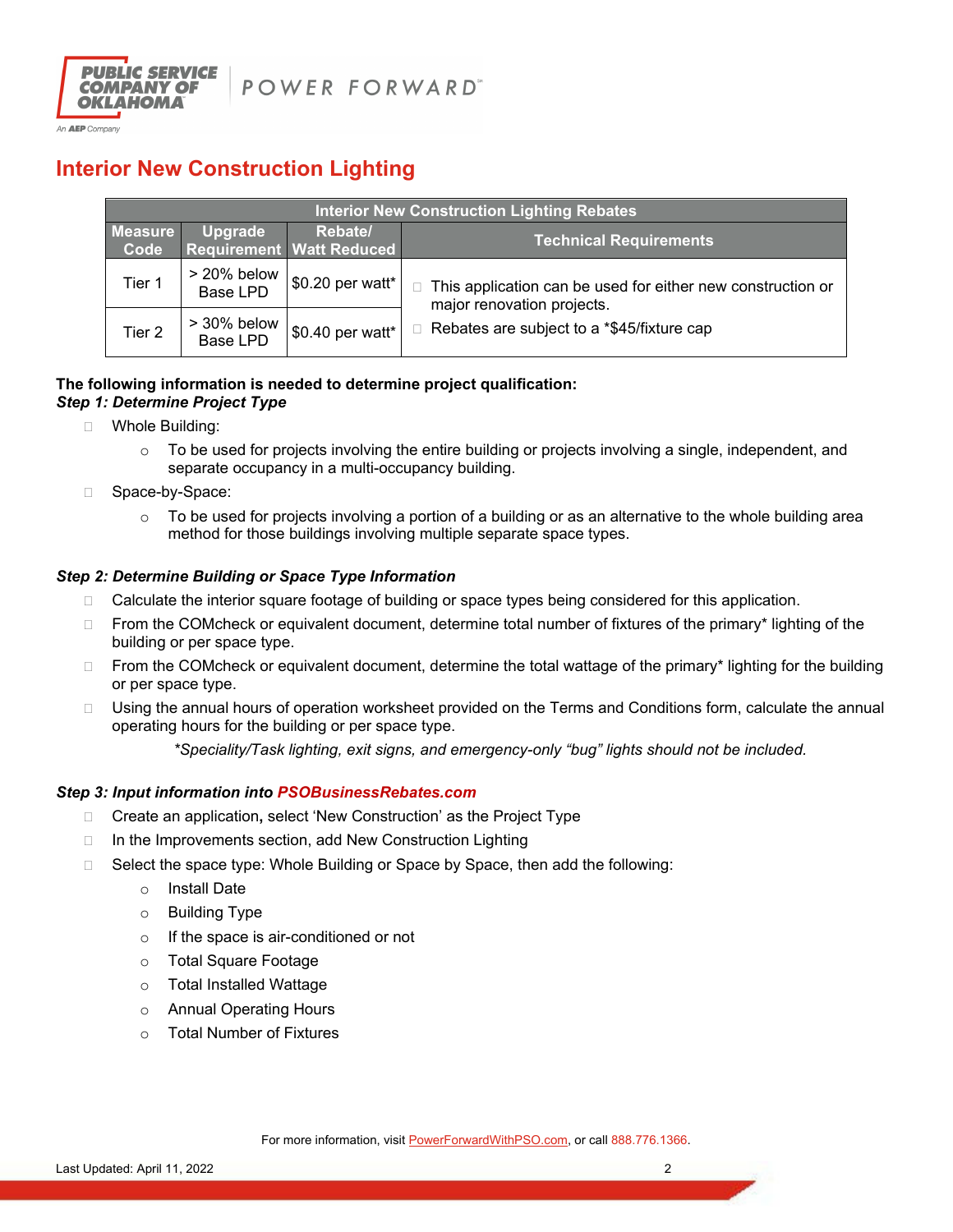# Interior New Construction Lighting

| Interior New Construction Lighting Rebates | | | |
|---|---|---|---|
| **Measure Code** | **Upgrade Requirement** | **Rebate/ Watt Reduced** | **Technical Requirements** |
| Tier 1 | > 20% below Base LPD | $0.20 per watt* | - This application can be used for either new construction or major renovation projects.<br>- Rebates are subject to a *$45/fixture cap |
| Tier 2 | > 30% below Base LPD | $0.40 per watt* | |

**The following information is needed to determine project qualification:**

***Step 1: Determine Project Type***

- Whole Building:
  - To be used for projects involving the entire building or projects involving a single, independent, and separate occupancy in a multi-occupancy building.
- Space-by-Space:
  - To be used for projects involving a portion of a building or as an alternative to the whole building area method for those buildings involving multiple separate space types.

***Step 2: Determine Building or Space Type Information***

- Calculate the interior square footage of building or space types being considered for this application.
- From the COMcheck or equivalent document, determine total number of fixtures of the primary* lighting of the building or per space type.
- From the COMcheck or equivalent document, determine the total wattage of the primary* lighting for the building or per space type.
- Using the annual hours of operation worksheet provided on the Terms and Conditions form, calculate the annual operating hours for the building or per space type.

*\*Speciality/Task lighting, exit signs, and emergency-only "bug" lights should not be included.*

***Step 3: Input information into PSOBusinessRebates.com***

- Create an application**,** select 'New Construction' as the Project Type
- In the Improvements section, add New Construction Lighting
- Select the space type: Whole Building or Space by Space, then add the following:
  - Install Date
  - Building Type
  - If the space is air-conditioned or not
  - Total Square Footage
  - Total Installed Wattage
  - Annual Operating Hours
  - Total Number of Fixtures

For more information, visit PowerForwardWithPSO.com, or call 888.776.1366.

Last Updated: April 11, 2022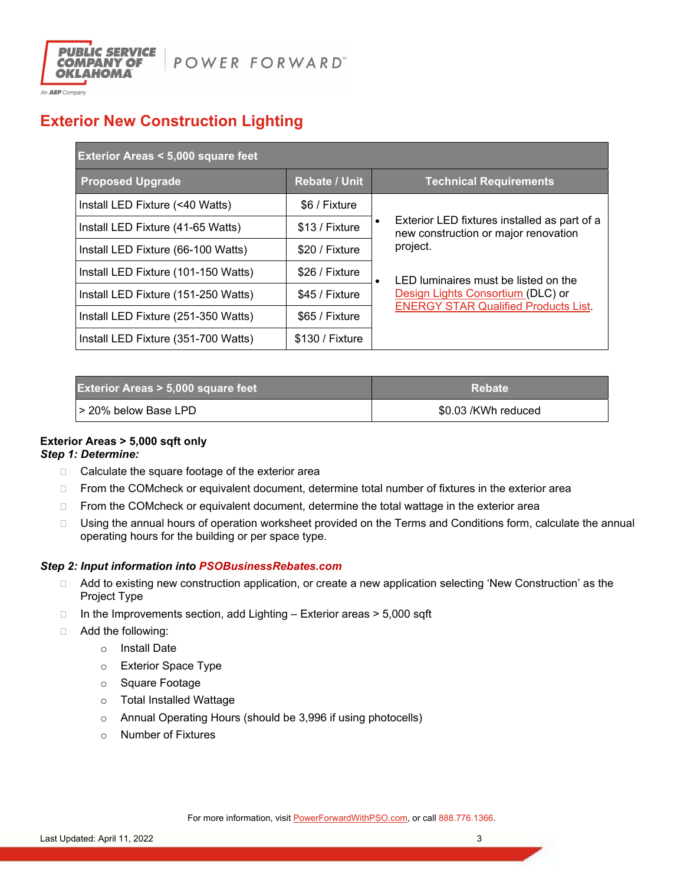# Exterior New Construction Lighting

| Exterior Areas < 5,000 square feet | | |
|---|---|---|
| **Proposed Upgrade** | **Rebate / Unit** | **Technical Requirements** |
| Install LED Fixture (<40 Watts) | $6 / Fixture | • Exterior LED fixtures installed as part of a new construction or major renovation project.<br>• LED luminaires must be listed on the Design Lights Consortium (DLC) or ENERGY STAR Qualified Products List. |
| Install LED Fixture (41-65 Watts) | $13 / Fixture | |
| Install LED Fixture (66-100 Watts) | $20 / Fixture | |
| Install LED Fixture (101-150 Watts) | $26 / Fixture | |
| Install LED Fixture (151-250 Watts) | $45 / Fixture | |
| Install LED Fixture (251-350 Watts) | $65 / Fixture | |
| Install LED Fixture (351-700 Watts) | $130 / Fixture | |

| Exterior Areas > 5,000 square feet | Rebate |
|---|---|
| > 20% below Base LPD | $0.03 /KWh reduced |

**Exterior Areas > 5,000 sqft only**

***Step 1: Determine:***

- Calculate the square footage of the exterior area
- From the COMcheck or equivalent document, determine total number of fixtures in the exterior area
- From the COMcheck or equivalent document, determine the total wattage in the exterior area
- Using the annual hours of operation worksheet provided on the Terms and Conditions form, calculate the annual operating hours for the building or per space type.

***Step 2: Input information into PSOBusinessRebates.com***

- Add to existing new construction application, or create a new application selecting 'New Construction' as the Project Type
- In the Improvements section, add Lighting – Exterior areas > 5,000 sqft
- Add the following:
  - Install Date
  - Exterior Space Type
  - Square Footage
  - Total Installed Wattage
  - Annual Operating Hours (should be 3,996 if using photocells)
  - Number of Fixtures

For more information, visit PowerForwardWithPSO.com, or call 888.776.1366.

Last Updated: April 11, 2022